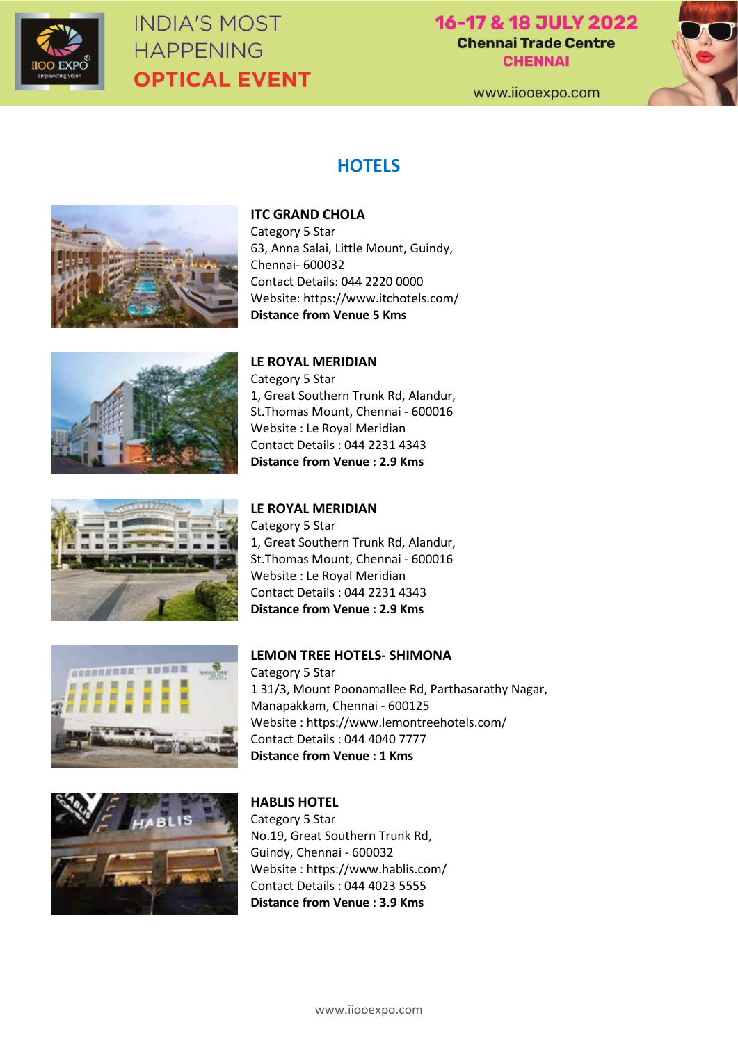# INDIA'S MOST HAPPENING OPTICAL EVENT

**16-17 & 18 JULY 2022**
**Chennai Trade Centre**
**CHENNAI**

www.iiooexpo.com

## HOTELS

**ITC GRAND CHOLA**
Category 5 Star
63, Anna Salai, Little Mount, Guindy,
Chennai- 600032
Contact Details: 044 2220 0000
Website: https://www.itchotels.com/
**Distance from Venue 5 Kms**

**LE ROYAL MERIDIAN**
Category 5 Star
1, Great Southern Trunk Rd, Alandur,
St.Thomas Mount, Chennai - 600016
Website : Le Royal Meridian
Contact Details : 044 2231 4343
**Distance from Venue : 2.9 Kms**

**LE ROYAL MERIDIAN**
Category 5 Star
1, Great Southern Trunk Rd, Alandur,
St.Thomas Mount, Chennai - 600016
Website : Le Royal Meridian
Contact Details : 044 2231 4343
**Distance from Venue : 2.9 Kms**

**LEMON TREE HOTELS- SHIMONA**
Category 5 Star
1 31/3, Mount Poonamallee Rd, Parthasarathy Nagar,
Manapakkam, Chennai - 600125
Website : https://www.lemontreehotels.com/
Contact Details : 044 4040 7777
**Distance from Venue : 1 Kms**

**HABLIS HOTEL**
Category 5 Star
No.19, Great Southern Trunk Rd,
Guindy, Chennai - 600032
Website : https://www.hablis.com/
Contact Details : 044 4023 5555
**Distance from Venue : 3.9 Kms**

www.iiooexpo.com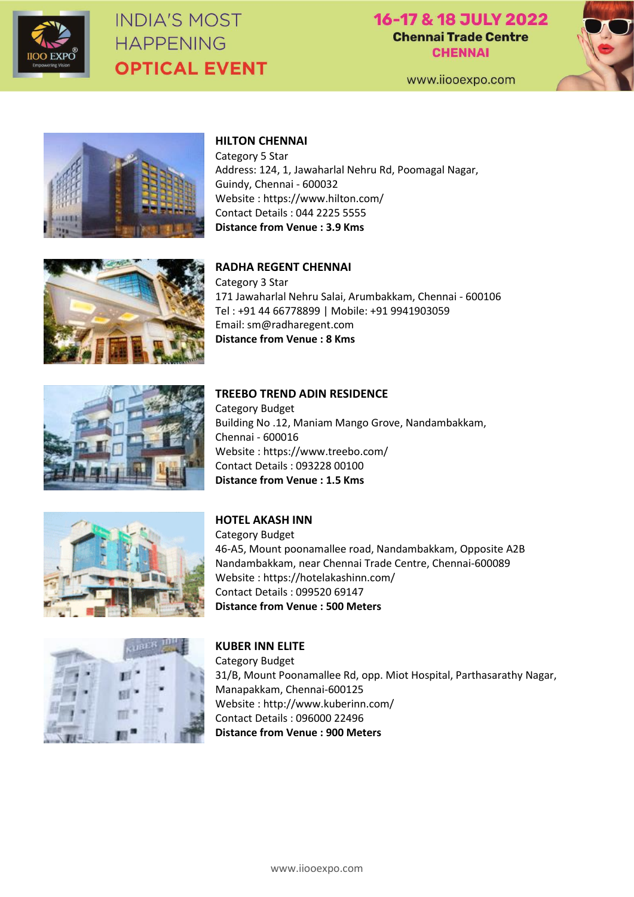**HILTON CHENNAI**
Category 5 Star
Address: 124, 1, Jawaharlal Nehru Rd, Poomagal Nagar, Guindy, Chennai - 600032
Website : https://www.hilton.com/
Contact Details : 044 2225 5555
**Distance from Venue : 3.9 Kms**

**RADHA REGENT CHENNAI**
Category 3 Star
171 Jawaharlal Nehru Salai, Arumbakkam, Chennai - 600106
Tel : +91 44 66778899 | Mobile: +91 9941903059
Email: sm@radharegent.com
**Distance from Venue : 8 Kms**

**TREEBO TREND ADIN RESIDENCE**
Category Budget
Building No .12, Maniam Mango Grove, Nandambakkam, Chennai - 600016
Website : https://www.treebo.com/
Contact Details : 093228 00100
**Distance from Venue : 1.5 Kms**

**HOTEL AKASH INN**
Category Budget
46-A5, Mount poonamallee road, Nandambakkam, Opposite A2B Nandambakkam, near Chennai Trade Centre, Chennai-600089
Website : https://hotelakashinn.com/
Contact Details : 099520 69147
**Distance from Venue : 500 Meters**

**KUBER INN ELITE**
Category Budget
31/B, Mount Poonamallee Rd, opp. Miot Hospital, Parthasarathy Nagar, Manapakkam, Chennai-600125
Website : http://www.kuberinn.com/
Contact Details : 096000 22496
**Distance from Venue : 900 Meters**